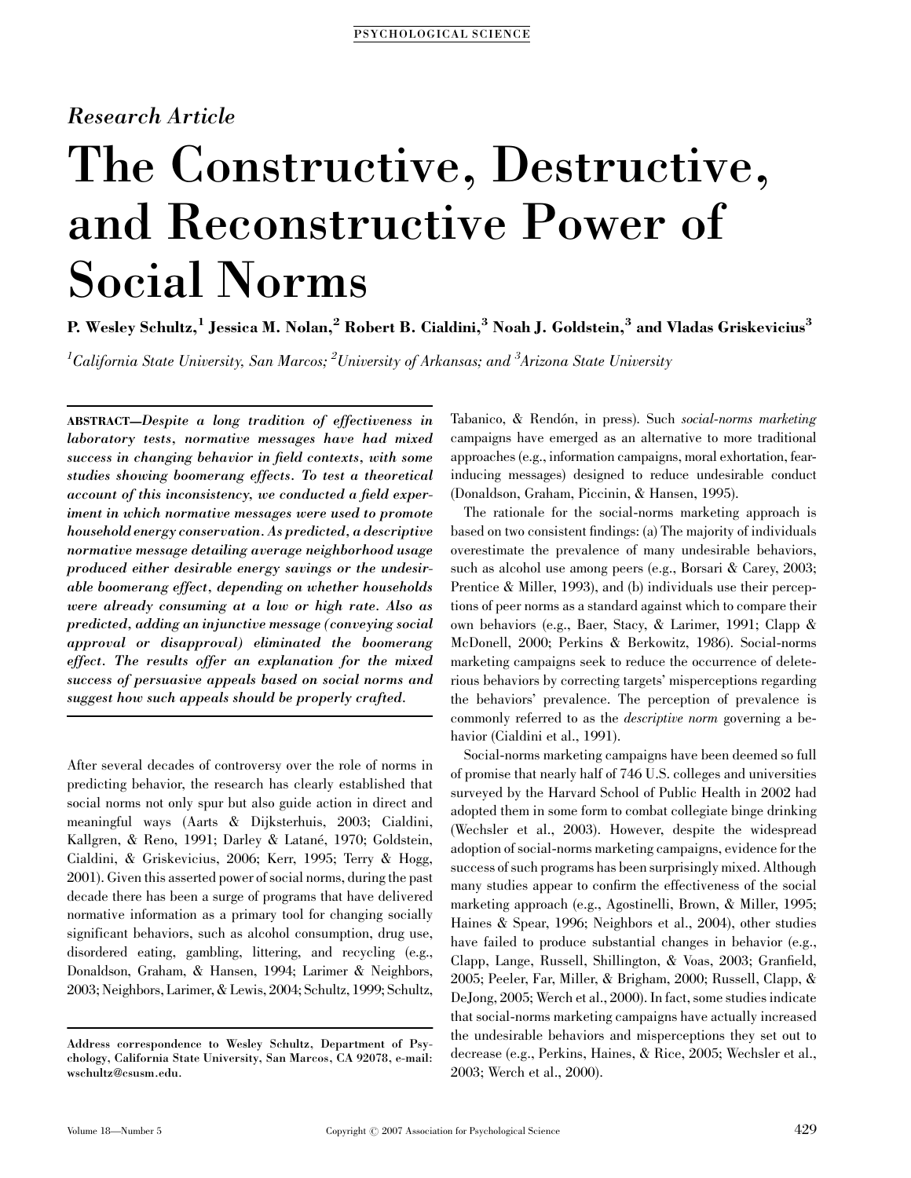*Research Article*

# The Constructive, Destructive, and Reconstructive Power of Social Norms

**P. Wesley Schultz,[1] Jessica M. Nolan,[2] Robert B. Cialdini,[3] Noah J. Goldstein,[3] and Vladas Griskevicius[3]**

[1]*California State University, San Marcos;* [2]*University of Arkansas; and* [3]*Arizona State University*

ABSTRACT—***Despite a long tradition of effectiveness in laboratory tests, normative messages have had mixed success in changing behavior in field contexts, with some studies showing boomerang effects. To test a theoretical account of this inconsistency, we conducted a field experiment in which normative messages were used to promote household energy conservation. As predicted, a descriptive normative message detailing average neighborhood usage produced either desirable energy savings or the undesirable boomerang effect, depending on whether households were already consuming at a low or high rate. Also as predicted, adding an injunctive message (conveying social approval or disapproval) eliminated the boomerang effect. The results offer an explanation for the mixed success of persuasive appeals based on social norms and suggest how such appeals should be properly crafted.***

After several decades of controversy over the role of norms in predicting behavior, the research has clearly established that social norms not only spur but also guide action in direct and meaningful ways (Aarts & Dijksterhuis, 2003; Cialdini, Kallgren, & Reno, 1991; Darley & Latané, 1970; Goldstein, Cialdini, & Griskevicius, 2006; Kerr, 1995; Terry & Hogg, 2001). Given this asserted power of social norms, during the past decade there has been a surge of programs that have delivered normative information as a primary tool for changing socially significant behaviors, such as alcohol consumption, drug use, disordered eating, gambling, littering, and recycling (e.g., Donaldson, Graham, & Hansen, 1994; Larimer & Neighbors, 2003; Neighbors, Larimer, & Lewis, 2004; Schultz, 1999; Schultz, Tabanico, & Rendón, in press). Such *social-norms marketing* campaigns have emerged as an alternative to more traditional approaches (e.g., information campaigns, moral exhortation, fear-inducing messages) designed to reduce undesirable conduct (Donaldson, Graham, Piccinin, & Hansen, 1995).

The rationale for the social-norms marketing approach is based on two consistent findings: (a) The majority of individuals overestimate the prevalence of many undesirable behaviors, such as alcohol use among peers (e.g., Borsari & Carey, 2003; Prentice & Miller, 1993), and (b) individuals use their perceptions of peer norms as a standard against which to compare their own behaviors (e.g., Baer, Stacy, & Larimer, 1991; Clapp & McDonell, 2000; Perkins & Berkowitz, 1986). Social-norms marketing campaigns seek to reduce the occurrence of deleterious behaviors by correcting targets' misperceptions regarding the behaviors' prevalence. The perception of prevalence is commonly referred to as the *descriptive norm* governing a behavior (Cialdini et al., 1991).

Social-norms marketing campaigns have been deemed so full of promise that nearly half of 746 U.S. colleges and universities surveyed by the Harvard School of Public Health in 2002 had adopted them in some form to combat collegiate binge drinking (Wechsler et al., 2003). However, despite the widespread adoption of social-norms marketing campaigns, evidence for the success of such programs has been surprisingly mixed. Although many studies appear to confirm the effectiveness of the social marketing approach (e.g., Agostinelli, Brown, & Miller, 1995; Haines & Spear, 1996; Neighbors et al., 2004), other studies have failed to produce substantial changes in behavior (e.g., Clapp, Lange, Russell, Shillington, & Voas, 2003; Granfield, 2005; Peeler, Far, Miller, & Brigham, 2000; Russell, Clapp, & DeJong, 2005; Werch et al., 2000). In fact, some studies indicate that social-norms marketing campaigns have actually increased the undesirable behaviors and misperceptions they set out to decrease (e.g., Perkins, Haines, & Rice, 2005; Wechsler et al., 2003; Werch et al., 2000).

**Address correspondence to Wesley Schultz, Department of Psychology, California State University, San Marcos, CA 92078, e-mail: wschultz@csusm.edu.**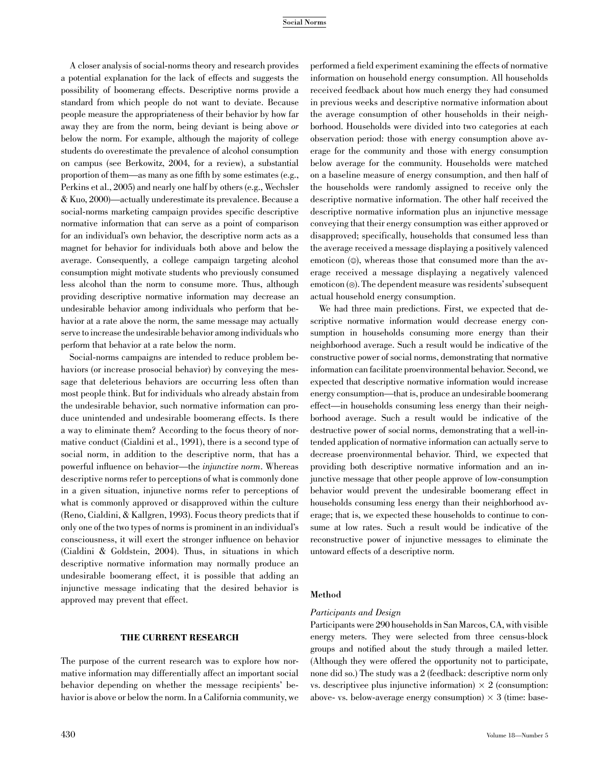A closer analysis of social-norms theory and research provides a potential explanation for the lack of effects and suggests the possibility of boomerang effects. Descriptive norms provide a standard from which people do not want to deviate. Because people measure the appropriateness of their behavior by how far away they are from the norm, being deviant is being above *or* below the norm. For example, although the majority of college students do overestimate the prevalence of alcohol consumption on campus (see Berkowitz, 2004, for a review), a substantial proportion of them—as many as one fifth by some estimates (e.g., Perkins et al., 2005) and nearly one half by others (e.g., Wechsler & Kuo, 2000)—actually underestimate its prevalence. Because a social-norms marketing campaign provides specific descriptive normative information that can serve as a point of comparison for an individual's own behavior, the descriptive norm acts as a magnet for behavior for individuals both above and below the average. Consequently, a college campaign targeting alcohol consumption might motivate students who previously consumed less alcohol than the norm to consume more. Thus, although providing descriptive normative information may decrease an undesirable behavior among individuals who perform that behavior at a rate above the norm, the same message may actually serve to increase the undesirable behavior among individuals who perform that behavior at a rate below the norm.

Social-norms campaigns are intended to reduce problem behaviors (or increase prosocial behavior) by conveying the message that deleterious behaviors are occurring less often than most people think. But for individuals who already abstain from the undesirable behavior, such normative information can produce unintended and undesirable boomerang effects. Is there a way to eliminate them? According to the focus theory of normative conduct (Cialdini et al., 1991), there is a second type of social norm, in addition to the descriptive norm, that has a powerful influence on behavior—the *injunctive norm*. Whereas descriptive norms refer to perceptions of what is commonly done in a given situation, injunctive norms refer to perceptions of what is commonly approved or disapproved within the culture (Reno, Cialdini, & Kallgren, 1993). Focus theory predicts that if only one of the two types of norms is prominent in an individual's consciousness, it will exert the stronger influence on behavior (Cialdini & Goldstein, 2004). Thus, in situations in which descriptive normative information may normally produce an undesirable boomerang effect, it is possible that adding an injunctive message indicating that the desired behavior is approved may prevent that effect.

## THE CURRENT RESEARCH

The purpose of the current research was to explore how normative information may differentially affect an important social behavior depending on whether the message recipients' behavior is above or below the norm. In a California community, we performed a field experiment examining the effects of normative information on household energy consumption. All households received feedback about how much energy they had consumed in previous weeks and descriptive normative information about the average consumption of other households in their neighborhood. Households were divided into two categories at each observation period: those with energy consumption above average for the community and those with energy consumption below average for the community. Households were matched on a baseline measure of energy consumption, and then half of the households were randomly assigned to receive only the descriptive normative information. The other half received the descriptive normative information plus an injunctive message conveying that their energy consumption was either approved or disapproved; specifically, households that consumed less than the average received a message displaying a positively valenced emoticon (☺), whereas those that consumed more than the average received a message displaying a negatively valenced emoticon (☹). The dependent measure was residents' subsequent actual household energy consumption.

We had three main predictions. First, we expected that descriptive normative information would decrease energy consumption in households consuming more energy than their neighborhood average. Such a result would be indicative of the constructive power of social norms, demonstrating that normative information can facilitate proenvironmental behavior. Second, we expected that descriptive normative information would increase energy consumption—that is, produce an undesirable boomerang effect—in households consuming less energy than their neighborhood average. Such a result would be indicative of the destructive power of social norms, demonstrating that a well-intended application of normative information can actually serve to decrease proenvironmental behavior. Third, we expected that providing both descriptive normative information and an injunctive message that other people approve of low-consumption behavior would prevent the undesirable boomerang effect in households consuming less energy than their neighborhood average; that is, we expected these households to continue to consume at low rates. Such a result would be indicative of the reconstructive power of injunctive messages to eliminate the untoward effects of a descriptive norm.

## Method

### *Participants and Design*

Participants were 290 households in San Marcos, CA, with visible energy meters. They were selected from three census-block groups and notified about the study through a mailed letter. (Although they were offered the opportunity not to participate, none did so.) The study was a 2 (feedback: descriptive norm only vs. descriptivee plus injunctive information) $\times$ 2 (consumption: above- vs. below-average energy consumption) $\times$ 3 (time: base-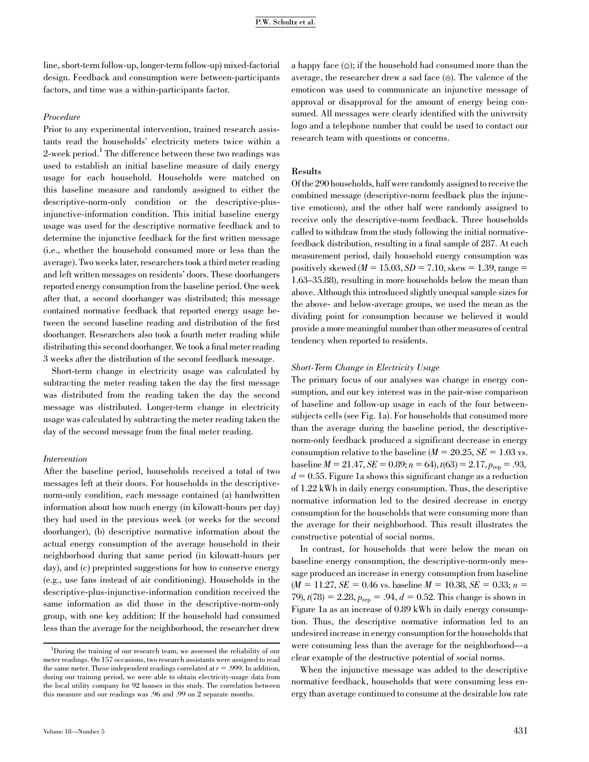line, short-term follow-up, longer-term follow-up) mixed-factorial design. Feedback and consumption were between-participants factors, and time was a within-participants factor.

### *Procedure*

Prior to any experimental intervention, trained research assistants read the households' electricity meters twice within a 2-week period.[1] The difference between these two readings was used to establish an initial baseline measure of daily energy usage for each household. Households were matched on this baseline measure and randomly assigned to either the descriptive-norm-only condition or the descriptive-plus-injunctive-information condition. This initial baseline energy usage was used for the descriptive normative feedback and to determine the injunctive feedback for the first written message (i.e., whether the household consumed more or less than the average). Two weeks later, researchers took a third meter reading and left written messages on residents' doors. These doorhangers reported energy consumption from the baseline period. One week after that, a second doorhanger was distributed; this message contained normative feedback that reported energy usage between the second baseline reading and distribution of the first doorhanger. Researchers also took a fourth meter reading while distributing this second doorhanger. We took a final meter reading 3 weeks after the distribution of the second feedback message.

Short-term change in electricity usage was calculated by subtracting the meter reading taken the day the first message was distributed from the reading taken the day the second message was distributed. Longer-term change in electricity usage was calculated by subtracting the meter reading taken the day of the second message from the final meter reading.

### *Intervention*

After the baseline period, households received a total of two messages left at their doors. For households in the descriptive-norm-only condition, each message contained (a) handwritten information about how much energy (in kilowatt-hours per day) they had used in the previous week (or weeks for the second doorhanger), (b) descriptive normative information about the actual energy consumption of the average household in their neighborhood during that same period (in kilowatt-hours per day), and (c) preprinted suggestions for how to conserve energy (e.g., use fans instead of air conditioning). Households in the descriptive-plus-injunctive-information condition received the same information as did those in the descriptive-norm-only group, with one key addition: If the household had consumed less than the average for the neighborhood, the researcher drew a happy face (☺); if the household had consumed more than the average, the researcher drew a sad face (☹). The valence of the emoticon was used to communicate an injunctive message of approval or disapproval for the amount of energy being consumed. All messages were clearly identified with the university logo and a telephone number that could be used to contact our research team with questions or concerns.

[1]During the training of our research team, we assessed the reliability of our meter readings. On 157 occasions, two research assistants were assigned to read the same meter. These independent readings correlated at $r = .999$. In addition, during our training period, we were able to obtain electricity-usage data from the local utility company for 92 houses in this study. The correlation between this measure and our readings was .96 and .99 on 2 separate months.

## Results

Of the 290 households, half were randomly assigned to receive the combined message (descriptive-norm feedback plus the injunctive emoticon), and the other half were randomly assigned to receive only the descriptive-norm feedback. Three households called to withdraw from the study following the initial normative-feedback distribution, resulting in a final sample of 287. At each measurement period, daily household energy consumption was positively skewed ($M = 15.03$, $SD = 7.10$, skew = 1.39, range = 1.63–35.88), resulting in more households below the mean than above. Although this introduced slightly unequal sample sizes for the above- and below-average groups, we used the mean as the dividing point for consumption because we believed it would provide a more meaningful number than other measures of central tendency when reported to residents.

### *Short-Term Change in Electricity Usage*

The primary focus of our analyses was change in energy consumption, and our key interest was in the pair-wise comparison of baseline and follow-up usage in each of the four between-subjects cells (see Fig. 1a). For households that consumed more than the average during the baseline period, the descriptive-norm-only feedback produced a significant decrease in energy consumption relative to the baseline ($M = 20.25$, $SE = 1.03$ vs. baseline $M = 21.47$, $SE = 0.89$; $n = 64$), $t(63) = 2.17$, $p_{rep} = .93$, $d = 0.55$. Figure 1a shows this significant change as a reduction of 1.22 kWh in daily energy consumption. Thus, the descriptive normative information led to the desired decrease in energy consumption for the households that were consuming more than the average for their neighborhood. This result illustrates the constructive potential of social norms.

In contrast, for households that were below the mean on baseline energy consumption, the descriptive-norm-only message produced an increase in energy consumption from baseline ($M = 11.27$, $SE = 0.46$ vs. baseline $M = 10.38$, $SE = 0.33$; $n = 79$), $t(78) = 2.28$, $p_{rep} = .94$, $d = 0.52$. This change is shown in Figure 1a as an increase of 0.89 kWh in daily energy consumption. Thus, the descriptive normative information led to an undesired increase in energy consumption for the households that were consuming less than the average for the neighborhood—a clear example of the destructive potential of social norms.

When the injunctive message was added to the descriptive normative feedback, households that were consuming less energy than average continued to consume at the desirable low rate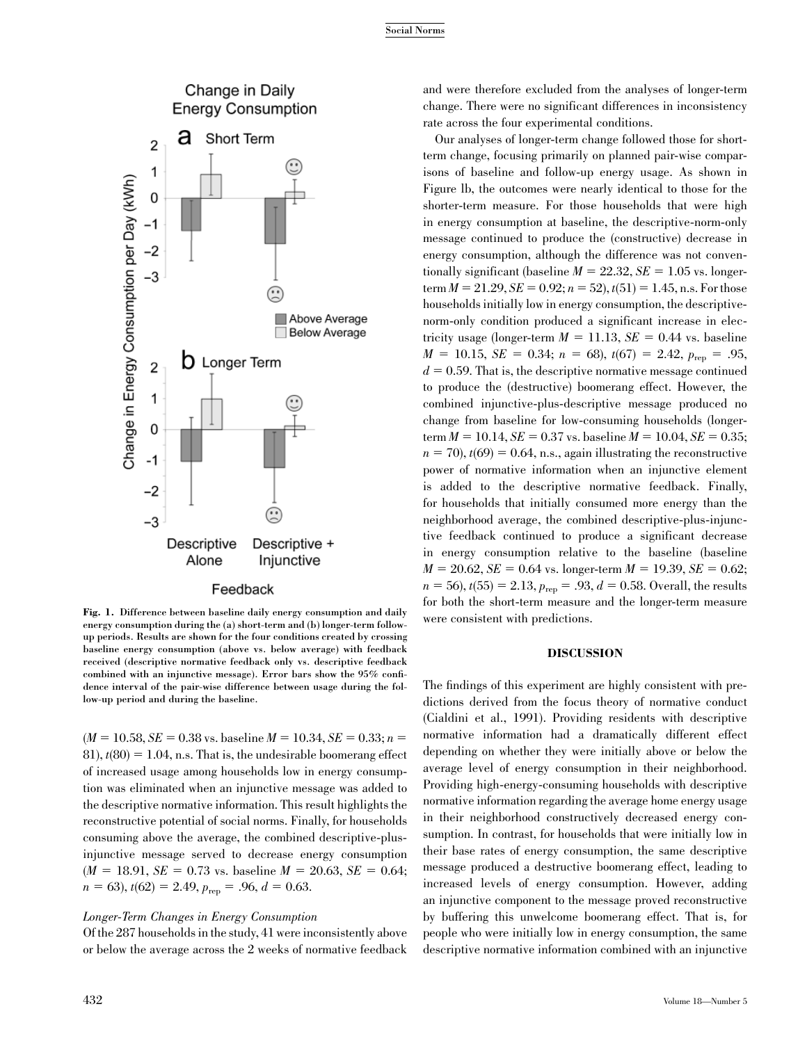Fig. 1. Difference between baseline daily energy consumption and daily energy consumption during the (a) short-term and (b) longer-term follow-up periods. Results are shown for the four conditions created by crossing baseline energy consumption (above vs. below average) with feedback received (descriptive normative feedback only vs. descriptive feedback combined with an injunctive message). Error bars show the 95% confidence interval of the pair-wise difference between usage during the follow-up period and during the baseline.

($M = 10.58$, $SE = 0.38$ vs. baseline $M = 10.34$, $SE = 0.33$; $n = 81$), $t(80) = 1.04$, n.s. That is, the undesirable boomerang effect of increased usage among households low in energy consumption was eliminated when an injunctive message was added to the descriptive normative information. This result highlights the reconstructive potential of social norms. Finally, for households consuming above the average, the combined descriptive-plus-injunctive message served to decrease energy consumption ($M = 18.91$, $SE = 0.73$ vs. baseline $M = 20.63$, $SE = 0.64$; $n = 63$), $t(62) = 2.49$, $p_{rep} = .96$, $d = 0.63$.

*Longer-Term Changes in Energy Consumption*

Of the 287 households in the study, 41 were inconsistently above or below the average across the 2 weeks of normative feedback and were therefore excluded from the analyses of longer-term change. There were no significant differences in inconsistency rate across the four experimental conditions.

Our analyses of longer-term change followed those for short-term change, focusing primarily on planned pair-wise comparisons of baseline and follow-up energy usage. As shown in Figure 1b, the outcomes were nearly identical to those for the shorter-term measure. For those households that were high in energy consumption at baseline, the descriptive-norm-only message continued to produce the (constructive) decrease in energy consumption, although the difference was not conventionally significant (baseline $M = 22.32$, $SE = 1.05$ vs. longer-term $M = 21.29$, $SE = 0.92$; $n = 52$), $t(51) = 1.45$, n.s. For those households initially low in energy consumption, the descriptive-norm-only condition produced a significant increase in electricity usage (longer-term $M = 11.13$, $SE = 0.44$ vs. baseline $M = 10.15$, $SE = 0.34$; $n = 68$), $t(67) = 2.42$, $p_{rep} = .95$, $d = 0.59$. That is, the descriptive normative message continued to produce the (destructive) boomerang effect. However, the combined injunctive-plus-descriptive message produced no change from baseline for low-consuming households (longer-term $M = 10.14$, $SE = 0.37$ vs. baseline $M = 10.04$, $SE = 0.35$; $n = 70$), $t(69) = 0.64$, n.s., again illustrating the reconstructive power of normative information when an injunctive element is added to the descriptive normative feedback. Finally, for households that initially consumed more energy than the neighborhood average, the combined descriptive-plus-injunctive feedback continued to produce a significant decrease in energy consumption relative to the baseline (baseline $M = 20.62$, $SE = 0.64$ vs. longer-term $M = 19.39$, $SE = 0.62$; $n = 56$), $t(55) = 2.13$, $p_{rep} = .93$, $d = 0.58$. Overall, the results for both the short-term measure and the longer-term measure were consistent with predictions.

## DISCUSSION

The findings of this experiment are highly consistent with predictions derived from the focus theory of normative conduct (Cialdini et al., 1991). Providing residents with descriptive normative information had a dramatically different effect depending on whether they were initially above or below the average level of energy consumption in their neighborhood. Providing high-energy-consuming households with descriptive normative information regarding the average home energy usage in their neighborhood constructively decreased energy consumption. In contrast, for households that were initially low in their base rates of energy consumption, the same descriptive message produced a destructive boomerang effect, leading to increased levels of energy consumption. However, adding an injunctive component to the message proved reconstructive by buffering this unwelcome boomerang effect. That is, for people who were initially low in energy consumption, the same descriptive normative information combined with an injunctive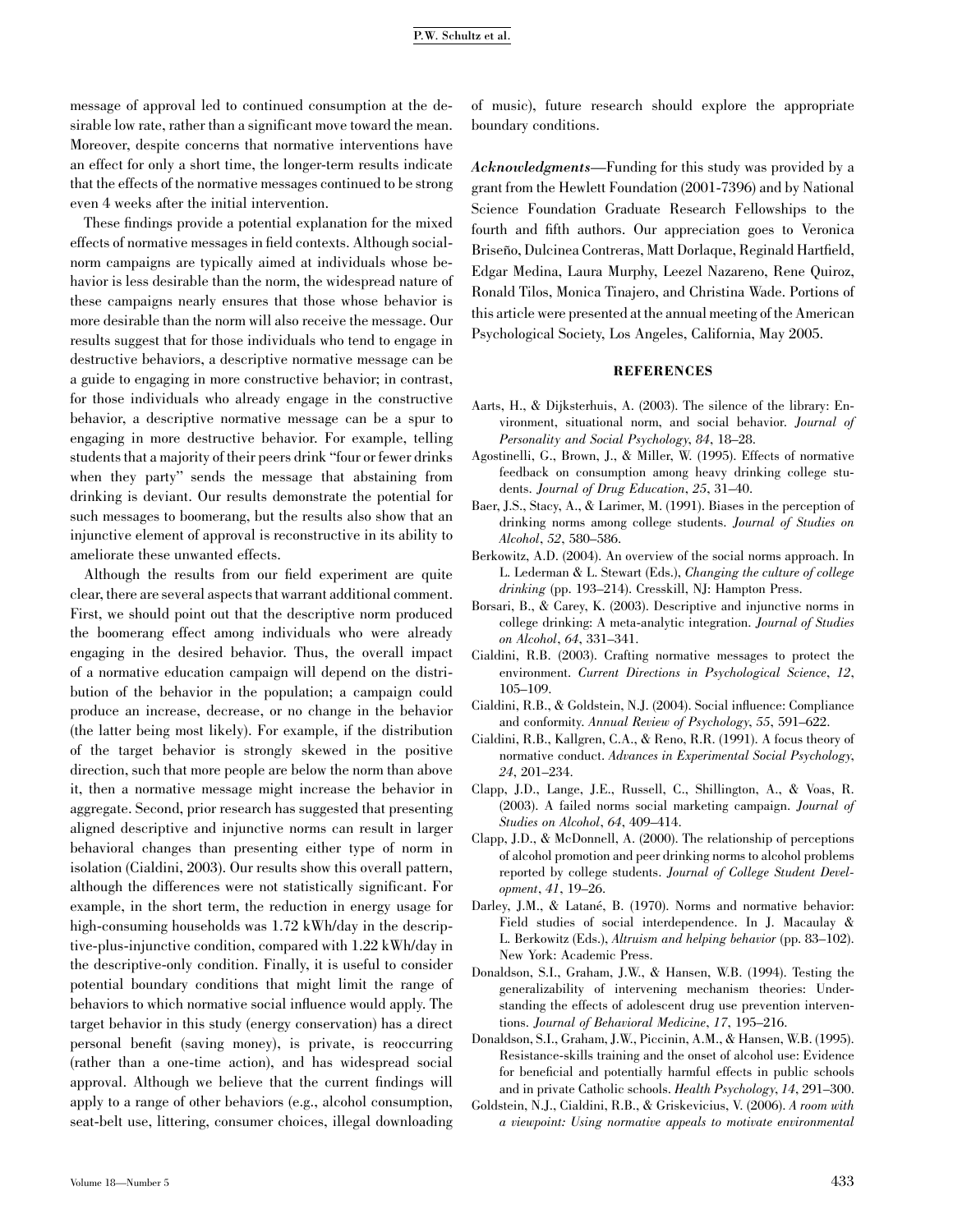message of approval led to continued consumption at the desirable low rate, rather than a significant move toward the mean. Moreover, despite concerns that normative interventions have an effect for only a short time, the longer-term results indicate that the effects of the normative messages continued to be strong even 4 weeks after the initial intervention.

These findings provide a potential explanation for the mixed effects of normative messages in field contexts. Although social-norm campaigns are typically aimed at individuals whose behavior is less desirable than the norm, the widespread nature of these campaigns nearly ensures that those whose behavior is more desirable than the norm will also receive the message. Our results suggest that for those individuals who tend to engage in destructive behaviors, a descriptive normative message can be a guide to engaging in more constructive behavior; in contrast, for those individuals who already engage in the constructive behavior, a descriptive normative message can be a spur to engaging in more destructive behavior. For example, telling students that a majority of their peers drink "four or fewer drinks when they party" sends the message that abstaining from drinking is deviant. Our results demonstrate the potential for such messages to boomerang, but the results also show that an injunctive element of approval is reconstructive in its ability to ameliorate these unwanted effects.

Although the results from our field experiment are quite clear, there are several aspects that warrant additional comment. First, we should point out that the descriptive norm produced the boomerang effect among individuals who were already engaging in the desired behavior. Thus, the overall impact of a normative education campaign will depend on the distribution of the behavior in the population; a campaign could produce an increase, decrease, or no change in the behavior (the latter being most likely). For example, if the distribution of the target behavior is strongly skewed in the positive direction, such that more people are below the norm than above it, then a normative message might increase the behavior in aggregate. Second, prior research has suggested that presenting aligned descriptive and injunctive norms can result in larger behavioral changes than presenting either type of norm in isolation (Cialdini, 2003). Our results show this overall pattern, although the differences were not statistically significant. For example, in the short term, the reduction in energy usage for high-consuming households was 1.72 kWh/day in the descriptive-plus-injunctive condition, compared with 1.22 kWh/day in the descriptive-only condition. Finally, it is useful to consider potential boundary conditions that might limit the range of behaviors to which normative social influence would apply. The target behavior in this study (energy conservation) has a direct personal benefit (saving money), is private, is reoccurring (rather than a one-time action), and has widespread social approval. Although we believe that the current findings will apply to a range of other behaviors (e.g., alcohol consumption, seat-belt use, littering, consumer choices, illegal downloading of music), future research should explore the appropriate boundary conditions.

***Acknowledgments***—Funding for this study was provided by a grant from the Hewlett Foundation (2001-7396) and by National Science Foundation Graduate Research Fellowships to the fourth and fifth authors. Our appreciation goes to Veronica Briseño, Dulcinea Contreras, Matt Dorlaque, Reginald Hartfield, Edgar Medina, Laura Murphy, Leezel Nazareno, Rene Quiroz, Ronald Tilos, Monica Tinajero, and Christina Wade. Portions of this article were presented at the annual meeting of the American Psychological Society, Los Angeles, California, May 2005.

## REFERENCES

Aarts, H., & Dijksterhuis, A. (2003). The silence of the library: Environment, situational norm, and social behavior. *Journal of Personality and Social Psychology*, *84*, 18–28.

Agostinelli, G., Brown, J., & Miller, W. (1995). Effects of normative feedback on consumption among heavy drinking college students. *Journal of Drug Education*, *25*, 31–40.

Baer, J.S., Stacy, A., & Larimer, M. (1991). Biases in the perception of drinking norms among college students. *Journal of Studies on Alcohol*, *52*, 580–586.

Berkowitz, A.D. (2004). An overview of the social norms approach. In L. Lederman & L. Stewart (Eds.), *Changing the culture of college drinking* (pp. 193–214). Cresskill, NJ: Hampton Press.

Borsari, B., & Carey, K. (2003). Descriptive and injunctive norms in college drinking: A meta-analytic integration. *Journal of Studies on Alcohol*, *64*, 331–341.

Cialdini, R.B. (2003). Crafting normative messages to protect the environment. *Current Directions in Psychological Science*, *12*, 105–109.

Cialdini, R.B., & Goldstein, N.J. (2004). Social influence: Compliance and conformity. *Annual Review of Psychology*, *55*, 591–622.

Cialdini, R.B., Kallgren, C.A., & Reno, R.R. (1991). A focus theory of normative conduct. *Advances in Experimental Social Psychology*, *24*, 201–234.

Clapp, J.D., Lange, J.E., Russell, C., Shillington, A., & Voas, R. (2003). A failed norms social marketing campaign. *Journal of Studies on Alcohol*, *64*, 409–414.

Clapp, J.D., & McDonnell, A. (2000). The relationship of perceptions of alcohol promotion and peer drinking norms to alcohol problems reported by college students. *Journal of College Student Development*, *41*, 19–26.

Darley, J.M., & Latané, B. (1970). Norms and normative behavior: Field studies of social interdependence. In J. Macaulay & L. Berkowitz (Eds.), *Altruism and helping behavior* (pp. 83–102). New York: Academic Press.

Donaldson, S.I., Graham, J.W., & Hansen, W.B. (1994). Testing the generalizability of intervening mechanism theories: Understanding the effects of adolescent drug use prevention interventions. *Journal of Behavioral Medicine*, *17*, 195–216.

Donaldson, S.I., Graham, J.W., Piccinin, A.M., & Hansen, W.B. (1995). Resistance-skills training and the onset of alcohol use: Evidence for beneficial and potentially harmful effects in public schools and in private Catholic schools. *Health Psychology*, *14*, 291–300.

Goldstein, N.J., Cialdini, R.B., & Griskevicius, V. (2006). *A room with a viewpoint: Using normative appeals to motivate environmental*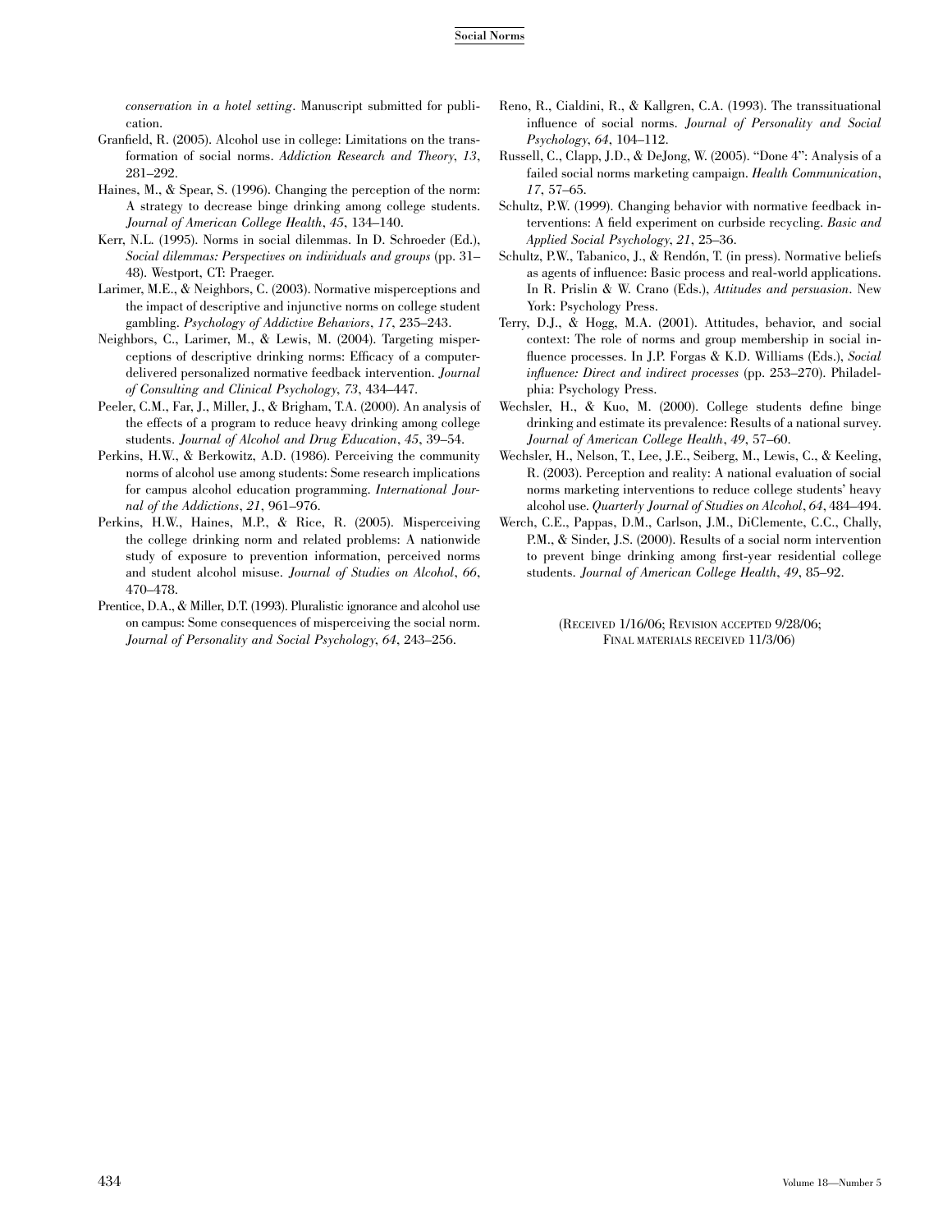*conservation in a hotel setting*. Manuscript submitted for publication.

Granfield, R. (2005). Alcohol use in college: Limitations on the transformation of social norms. *Addiction Research and Theory*, *13*, 281–292.

Haines, M., & Spear, S. (1996). Changing the perception of the norm: A strategy to decrease binge drinking among college students. *Journal of American College Health*, *45*, 134–140.

Kerr, N.L. (1995). Norms in social dilemmas. In D. Schroeder (Ed.), *Social dilemmas: Perspectives on individuals and groups* (pp. 31–48). Westport, CT: Praeger.

Larimer, M.E., & Neighbors, C. (2003). Normative misperceptions and the impact of descriptive and injunctive norms on college student gambling. *Psychology of Addictive Behaviors*, *17*, 235–243.

Neighbors, C., Larimer, M., & Lewis, M. (2004). Targeting misperceptions of descriptive drinking norms: Efficacy of a computer-delivered personalized normative feedback intervention. *Journal of Consulting and Clinical Psychology*, *73*, 434–447.

Peeler, C.M., Far, J., Miller, J., & Brigham, T.A. (2000). An analysis of the effects of a program to reduce heavy drinking among college students. *Journal of Alcohol and Drug Education*, *45*, 39–54.

Perkins, H.W., & Berkowitz, A.D. (1986). Perceiving the community norms of alcohol use among students: Some research implications for campus alcohol education programming. *International Journal of the Addictions*, *21*, 961–976.

Perkins, H.W., Haines, M.P., & Rice, R. (2005). Misperceiving the college drinking norm and related problems: A nationwide study of exposure to prevention information, perceived norms and student alcohol misuse. *Journal of Studies on Alcohol*, *66*, 470–478.

Prentice, D.A., & Miller, D.T. (1993). Pluralistic ignorance and alcohol use on campus: Some consequences of misperceiving the social norm. *Journal of Personality and Social Psychology*, *64*, 243–256.

Reno, R., Cialdini, R., & Kallgren, C.A. (1993). The transsituational influence of social norms. *Journal of Personality and Social Psychology*, *64*, 104–112.

Russell, C., Clapp, J.D., & DeJong, W. (2005). "Done 4": Analysis of a failed social norms marketing campaign. *Health Communication*, *17*, 57–65.

Schultz, P.W. (1999). Changing behavior with normative feedback interventions: A field experiment on curbside recycling. *Basic and Applied Social Psychology*, *21*, 25–36.

Schultz, P.W., Tabanico, J., & Rendón, T. (in press). Normative beliefs as agents of influence: Basic process and real-world applications. In R. Prislin & W. Crano (Eds.), *Attitudes and persuasion*. New York: Psychology Press.

Terry, D.J., & Hogg, M.A. (2001). Attitudes, behavior, and social context: The role of norms and group membership in social influence processes. In J.P. Forgas & K.D. Williams (Eds.), *Social influence: Direct and indirect processes* (pp. 253–270). Philadelphia: Psychology Press.

Wechsler, H., & Kuo, M. (2000). College students define binge drinking and estimate its prevalence: Results of a national survey. *Journal of American College Health*, *49*, 57–60.

Wechsler, H., Nelson, T., Lee, J.E., Seiberg, M., Lewis, C., & Keeling, R. (2003). Perception and reality: A national evaluation of social norms marketing interventions to reduce college students' heavy alcohol use. *Quarterly Journal of Studies on Alcohol*, *64*, 484–494.

Werch, C.E., Pappas, D.M., Carlson, J.M., DiClemente, C.C., Chally, P.M., & Sinder, J.S. (2000). Results of a social norm intervention to prevent binge drinking among first-year residential college students. *Journal of American College Health*, *49*, 85–92.

(Received 1/16/06; Revision accepted 9/28/06; Final materials received 11/3/06)